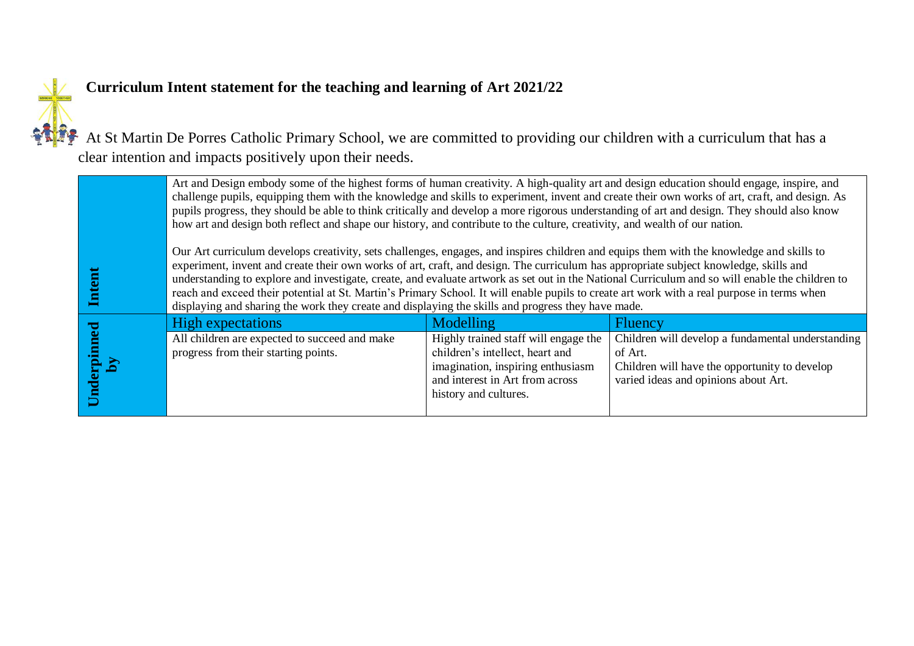## Curriculum Intent statement for the teaching and learning of Art 2021/22

At St Martin De Porres Catholic Primary School, we are committed to providing our children with a curriculum that has a clear intention and impacts positively upon their needs.

| **Intent** | Art and Design embody some of the highest forms of human creativity. A high-quality art and design education should engage, inspire, and challenge pupils, equipping them with the knowledge and skills to experiment, invent and create their own works of art, craft, and design. As pupils progress, they should be able to think critically and develop a more rigorous understanding of art and design. They should also know how art and design both reflect and shape our history, and contribute to the culture, creativity, and wealth of our nation.<br><br>Our Art curriculum develops creativity, sets challenges, engages, and inspires children and equips them with the knowledge and skills to experiment, invent and create their own works of art, craft, and design. The curriculum has appropriate subject knowledge, skills and understanding to explore and investigate, create, and evaluate artwork as set out in the National Curriculum and so will enable the children to reach and exceed their potential at St. Martin's Primary School. It will enable pupils to create art work with a real purpose in terms when displaying and sharing the work they create and displaying the skills and progress they have made. | | |
|---|---|---|---|
| **Underpinned by** | High expectations | Modelling | Fluency |
| | All children are expected to succeed and make progress from their starting points. | Highly trained staff will engage the children's intellect, heart and imagination, inspiring enthusiasm and interest in Art from across history and cultures. | Children will develop a fundamental understanding of Art.<br>Children will have the opportunity to develop varied ideas and opinions about Art. |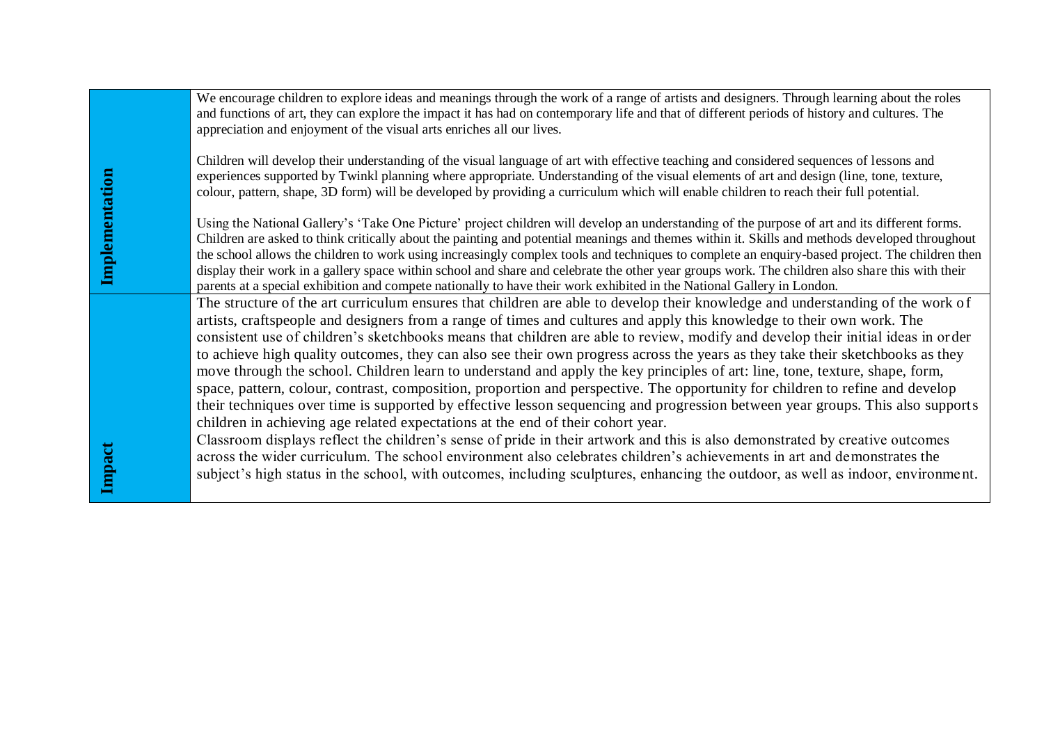| | |
|---|---|
| **Implementation** | We encourage children to explore ideas and meanings through the work of a range of artists and designers. Through learning about the roles and functions of art, they can explore the impact it has had on contemporary life and that of different periods of history and cultures. The appreciation and enjoyment of the visual arts enriches all our lives.<br><br>Children will develop their understanding of the visual language of art with effective teaching and considered sequences of lessons and experiences supported by Twinkl planning where appropriate. Understanding of the visual elements of art and design (line, tone, texture, colour, pattern, shape, 3D form) will be developed by providing a curriculum which will enable children to reach their full potential.<br><br>Using the National Gallery's 'Take One Picture' project children will develop an understanding of the purpose of art and its different forms. Children are asked to think critically about the painting and potential meanings and themes within it. Skills and methods developed throughout the school allows the children to work using increasingly complex tools and techniques to complete an enquiry-based project. The children then display their work in a gallery space within school and share and celebrate the other year groups work. The children also share this with their parents at a special exhibition and compete nationally to have their work exhibited in the National Gallery in London. |
| **Impact** | The structure of the art curriculum ensures that children are able to develop their knowledge and understanding of the work of artists, craftspeople and designers from a range of times and cultures and apply this knowledge to their own work. The consistent use of children's sketchbooks means that children are able to review, modify and develop their initial ideas in order to achieve high quality outcomes, they can also see their own progress across the years as they take their sketchbooks as they move through the school. Children learn to understand and apply the key principles of art: line, tone, texture, shape, form, space, pattern, colour, contrast, composition, proportion and perspective. The opportunity for children to refine and develop their techniques over time is supported by effective lesson sequencing and progression between year groups. This also supports children in achieving age related expectations at the end of their cohort year.<br>Classroom displays reflect the children's sense of pride in their artwork and this is also demonstrated by creative outcomes across the wider curriculum. The school environment also celebrates children's achievements in art and demonstrates the subject's high status in the school, with outcomes, including sculptures, enhancing the outdoor, as well as indoor, environment. |